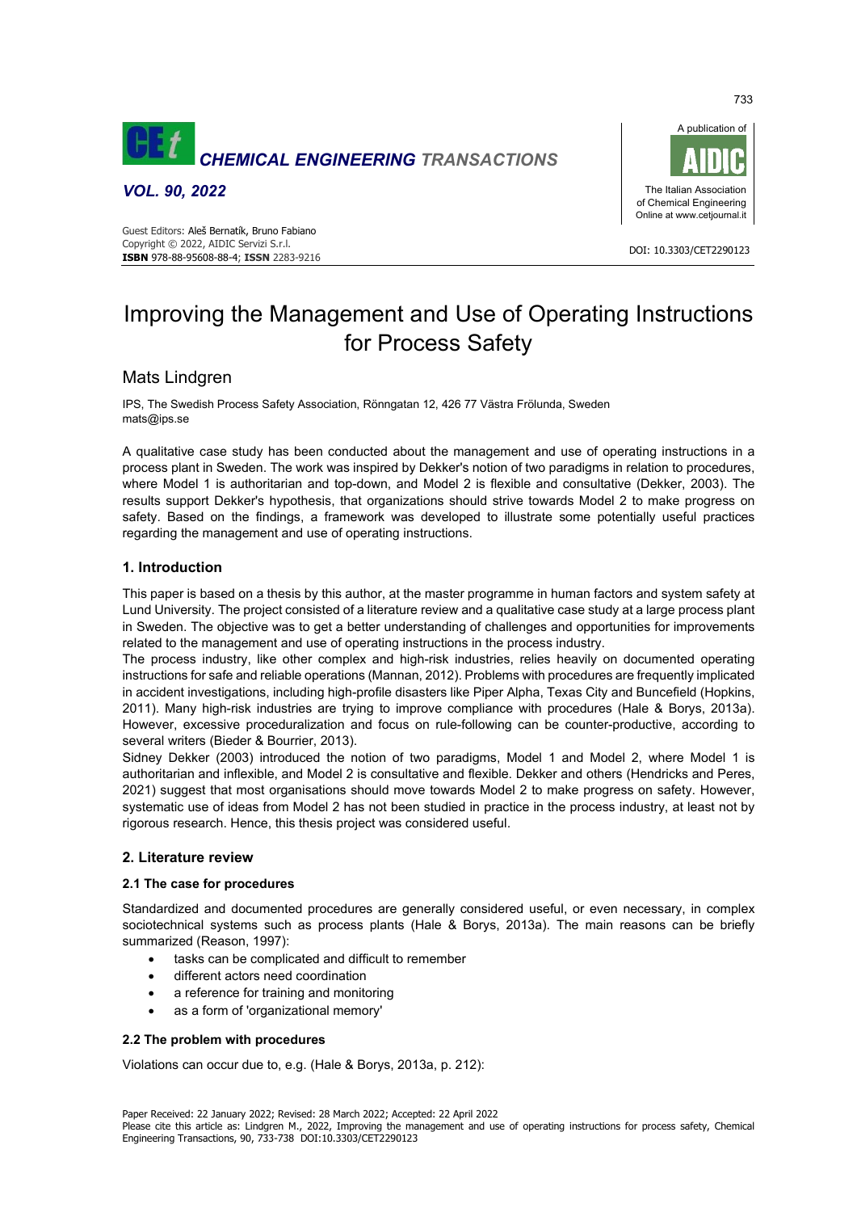# Improving the Management and Use of Operating Instructions for Process Safety

Mats Lindgren

IPS, The Swedish Process Safety Association, Rönngatan 12, 426 77 Västra Frölunda, Sweden
mats@ips.se

A qualitative case study has been conducted about the management and use of operating instructions in a process plant in Sweden. The work was inspired by Dekker's notion of two paradigms in relation to procedures, where Model 1 is authoritarian and top-down, and Model 2 is flexible and consultative (Dekker, 2003). The results support Dekker's hypothesis, that organizations should strive towards Model 2 to make progress on safety. Based on the findings, a framework was developed to illustrate some potentially useful practices regarding the management and use of operating instructions.

## 1. Introduction

This paper is based on a thesis by this author, at the master programme in human factors and system safety at Lund University. The project consisted of a literature review and a qualitative case study at a large process plant in Sweden. The objective was to get a better understanding of challenges and opportunities for improvements related to the management and use of operating instructions in the process industry.

The process industry, like other complex and high-risk industries, relies heavily on documented operating instructions for safe and reliable operations (Mannan, 2012). Problems with procedures are frequently implicated in accident investigations, including high-profile disasters like Piper Alpha, Texas City and Buncefield (Hopkins, 2011). Many high-risk industries are trying to improve compliance with procedures (Hale & Borys, 2013a). However, excessive proceduralization and focus on rule-following can be counter-productive, according to several writers (Bieder & Bourrier, 2013).

Sidney Dekker (2003) introduced the notion of two paradigms, Model 1 and Model 2, where Model 1 is authoritarian and inflexible, and Model 2 is consultative and flexible. Dekker and others (Hendricks and Peres, 2021) suggest that most organisations should move towards Model 2 to make progress on safety. However, systematic use of ideas from Model 2 has not been studied in practice in the process industry, at least not by rigorous research. Hence, this thesis project was considered useful.

## 2. Literature review

### 2.1 The case for procedures

Standardized and documented procedures are generally considered useful, or even necessary, in complex sociotechnical systems such as process plants (Hale & Borys, 2013a). The main reasons can be briefly summarized (Reason, 1997):

- tasks can be complicated and difficult to remember
- different actors need coordination
- a reference for training and monitoring
- as a form of 'organizational memory'

### 2.2 The problem with procedures

Violations can occur due to, e.g. (Hale & Borys, 2013a, p. 212):

Paper Received: 22 January 2022; Revised: 28 March 2022; Accepted: 22 April 2022
Please cite this article as: Lindgren M., 2022, Improving the management and use of operating instructions for process safety, Chemical Engineering Transactions, 90, 733-738 DOI:10.3303/CET2290123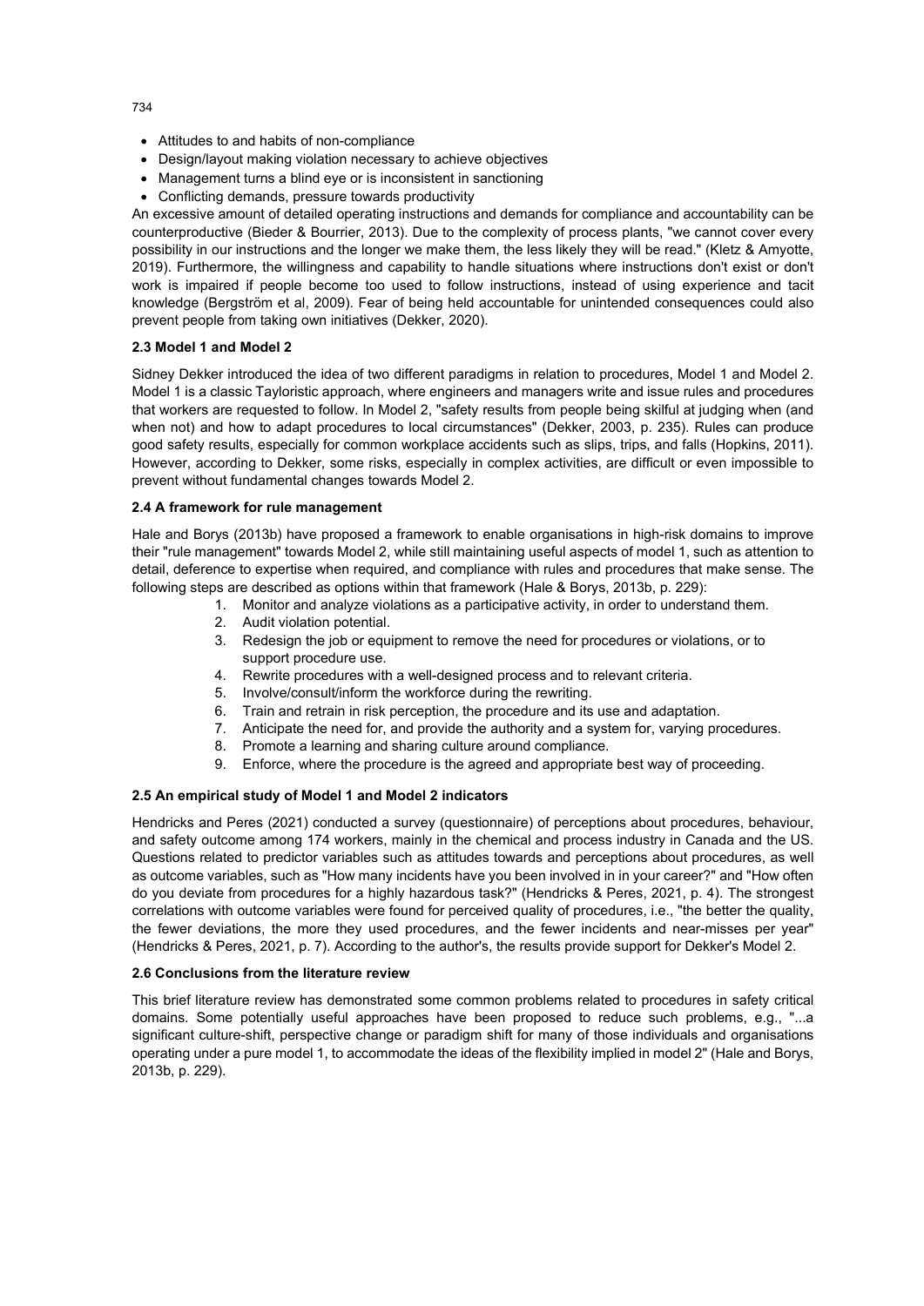- Attitudes to and habits of non-compliance
- Design/layout making violation necessary to achieve objectives
- Management turns a blind eye or is inconsistent in sanctioning
- Conflicting demands, pressure towards productivity

An excessive amount of detailed operating instructions and demands for compliance and accountability can be counterproductive (Bieder & Bourrier, 2013). Due to the complexity of process plants, "we cannot cover every possibility in our instructions and the longer we make them, the less likely they will be read." (Kletz & Amyotte, 2019). Furthermore, the willingness and capability to handle situations where instructions don't exist or don't work is impaired if people become too used to follow instructions, instead of using experience and tacit knowledge (Bergström et al, 2009). Fear of being held accountable for unintended consequences could also prevent people from taking own initiatives (Dekker, 2020).

### 2.3 Model 1 and Model 2

Sidney Dekker introduced the idea of two different paradigms in relation to procedures, Model 1 and Model 2. Model 1 is a classic Tayloristic approach, where engineers and managers write and issue rules and procedures that workers are requested to follow. In Model 2, "safety results from people being skilful at judging when (and when not) and how to adapt procedures to local circumstances" (Dekker, 2003, p. 235). Rules can produce good safety results, especially for common workplace accidents such as slips, trips, and falls (Hopkins, 2011). However, according to Dekker, some risks, especially in complex activities, are difficult or even impossible to prevent without fundamental changes towards Model 2.

### 2.4 A framework for rule management

Hale and Borys (2013b) have proposed a framework to enable organisations in high-risk domains to improve their "rule management" towards Model 2, while still maintaining useful aspects of model 1, such as attention to detail, deference to expertise when required, and compliance with rules and procedures that make sense. The following steps are described as options within that framework (Hale & Borys, 2013b, p. 229):

1. Monitor and analyze violations as a participative activity, in order to understand them.
2. Audit violation potential.
3. Redesign the job or equipment to remove the need for procedures or violations, or to support procedure use.
4. Rewrite procedures with a well-designed process and to relevant criteria.
5. Involve/consult/inform the workforce during the rewriting.
6. Train and retrain in risk perception, the procedure and its use and adaptation.
7. Anticipate the need for, and provide the authority and a system for, varying procedures.
8. Promote a learning and sharing culture around compliance.
9. Enforce, where the procedure is the agreed and appropriate best way of proceeding.

### 2.5 An empirical study of Model 1 and Model 2 indicators

Hendricks and Peres (2021) conducted a survey (questionnaire) of perceptions about procedures, behaviour, and safety outcome among 174 workers, mainly in the chemical and process industry in Canada and the US. Questions related to predictor variables such as attitudes towards and perceptions about procedures, as well as outcome variables, such as "How many incidents have you been involved in in your career?" and "How often do you deviate from procedures for a highly hazardous task?" (Hendricks & Peres, 2021, p. 4). The strongest correlations with outcome variables were found for perceived quality of procedures, i.e., "the better the quality, the fewer deviations, the more they used procedures, and the fewer incidents and near-misses per year" (Hendricks & Peres, 2021, p. 7). According to the author's, the results provide support for Dekker's Model 2.

### 2.6 Conclusions from the literature review

This brief literature review has demonstrated some common problems related to procedures in safety critical domains. Some potentially useful approaches have been proposed to reduce such problems, e.g., "...a significant culture-shift, perspective change or paradigm shift for many of those individuals and organisations operating under a pure model 1, to accommodate the ideas of the flexibility implied in model 2" (Hale and Borys, 2013b, p. 229).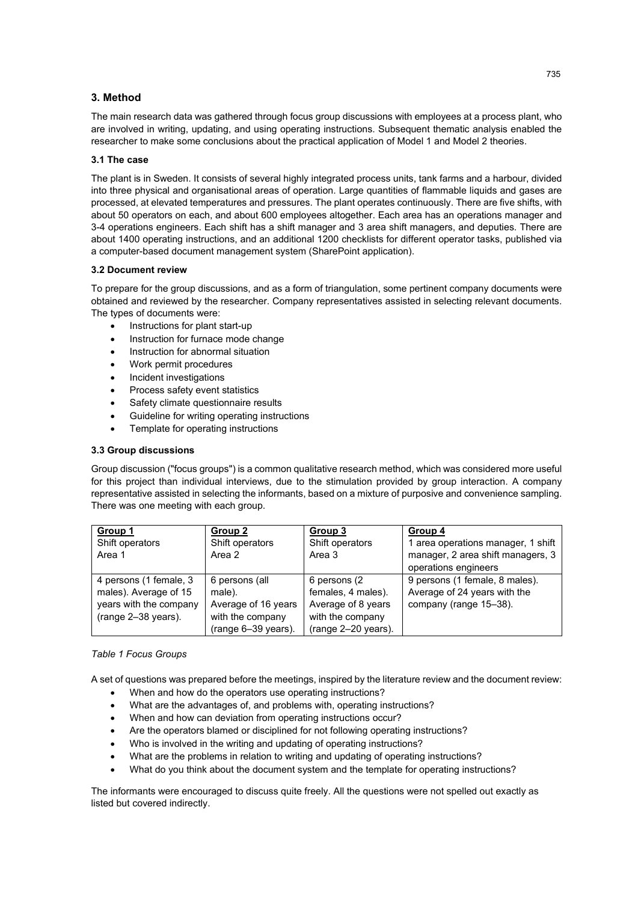## 3. Method

The main research data was gathered through focus group discussions with employees at a process plant, who are involved in writing, updating, and using operating instructions. Subsequent thematic analysis enabled the researcher to make some conclusions about the practical application of Model 1 and Model 2 theories.

### 3.1 The case

The plant is in Sweden. It consists of several highly integrated process units, tank farms and a harbour, divided into three physical and organisational areas of operation. Large quantities of flammable liquids and gases are processed, at elevated temperatures and pressures. The plant operates continuously. There are five shifts, with about 50 operators on each, and about 600 employees altogether. Each area has an operations manager and 3-4 operations engineers. Each shift has a shift manager and 3 area shift managers, and deputies. There are about 1400 operating instructions, and an additional 1200 checklists for different operator tasks, published via a computer-based document management system (SharePoint application).

### 3.2 Document review

To prepare for the group discussions, and as a form of triangulation, some pertinent company documents were obtained and reviewed by the researcher. Company representatives assisted in selecting relevant documents. The types of documents were:

- Instructions for plant start-up
- Instruction for furnace mode change
- Instruction for abnormal situation
- Work permit procedures
- Incident investigations
- Process safety event statistics
- Safety climate questionnaire results
- Guideline for writing operating instructions
- Template for operating instructions

### 3.3 Group discussions

Group discussion ("focus groups") is a common qualitative research method, which was considered more useful for this project than individual interviews, due to the stimulation provided by group interaction. A company representative assisted in selecting the informants, based on a mixture of purposive and convenience sampling. There was one meeting with each group.

| Group 1<br>Shift operators<br>Area 1 | Group 2<br>Shift operators<br>Area 2 | Group 3<br>Shift operators<br>Area 3 | Group 4<br>1 area operations manager, 1 shift manager, 2 area shift managers, 3 operations engineers |
|---|---|---|---|
| 4 persons (1 female, 3 males). Average of 15 years with the company (range 2–38 years). | 6 persons (all male). Average of 16 years with the company (range 6–39 years). | 6 persons (2 females, 4 males). Average of 8 years with the company (range 2–20 years). | 9 persons (1 female, 8 males). Average of 24 years with the company (range 15–38). |

*Table 1 Focus Groups*

A set of questions was prepared before the meetings, inspired by the literature review and the document review:

- When and how do the operators use operating instructions?
- What are the advantages of, and problems with, operating instructions?
- When and how can deviation from operating instructions occur?
- Are the operators blamed or disciplined for not following operating instructions?
- Who is involved in the writing and updating of operating instructions?
- What are the problems in relation to writing and updating of operating instructions?
- What do you think about the document system and the template for operating instructions?

The informants were encouraged to discuss quite freely. All the questions were not spelled out exactly as listed but covered indirectly.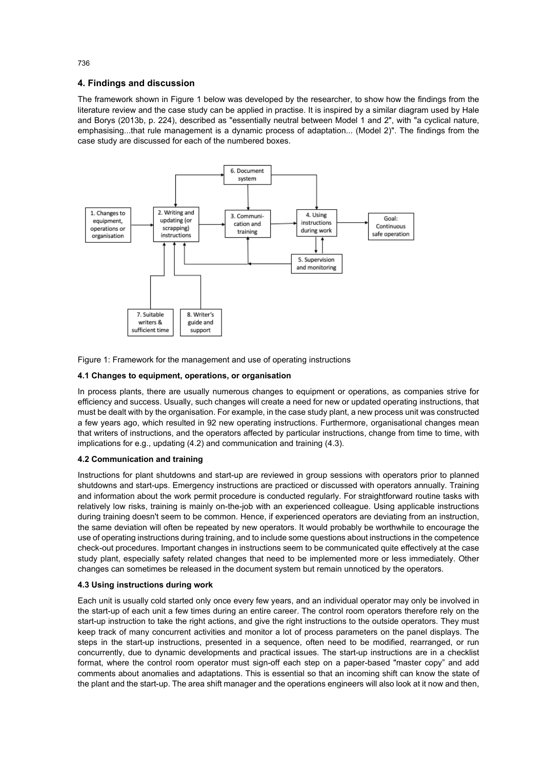## 4. Findings and discussion

The framework shown in Figure 1 below was developed by the researcher, to show how the findings from the literature review and the case study can be applied in practise. It is inspired by a similar diagram used by Hale and Borys (2013b, p. 224), described as "essentially neutral between Model 1 and 2", with "a cyclical nature, emphasising...that rule management is a dynamic process of adaptation... (Model 2)". The findings from the case study are discussed for each of the numbered boxes.

Figure 1: Framework for the management and use of operating instructions

### 4.1 Changes to equipment, operations, or organisation

In process plants, there are usually numerous changes to equipment or operations, as companies strive for efficiency and success. Usually, such changes will create a need for new or updated operating instructions, that must be dealt with by the organisation. For example, in the case study plant, a new process unit was constructed a few years ago, which resulted in 92 new operating instructions. Furthermore, organisational changes mean that writers of instructions, and the operators affected by particular instructions, change from time to time, with implications for e.g., updating (4.2) and communication and training (4.3).

### 4.2 Communication and training

Instructions for plant shutdowns and start-up are reviewed in group sessions with operators prior to planned shutdowns and start-ups. Emergency instructions are practiced or discussed with operators annually. Training and information about the work permit procedure is conducted regularly. For straightforward routine tasks with relatively low risks, training is mainly on-the-job with an experienced colleague. Using applicable instructions during training doesn't seem to be common. Hence, if experienced operators are deviating from an instruction, the same deviation will often be repeated by new operators. It would probably be worthwhile to encourage the use of operating instructions during training, and to include some questions about instructions in the competence check-out procedures. Important changes in instructions seem to be communicated quite effectively at the case study plant, especially safety related changes that need to be implemented more or less immediately. Other changes can sometimes be released in the document system but remain unnoticed by the operators.

### 4.3 Using instructions during work

Each unit is usually cold started only once every few years, and an individual operator may only be involved in the start-up of each unit a few times during an entire career. The control room operators therefore rely on the start-up instruction to take the right actions, and give the right instructions to the outside operators. They must keep track of many concurrent activities and monitor a lot of process parameters on the panel displays. The steps in the start-up instructions, presented in a sequence, often need to be modified, rearranged, or run concurrently, due to dynamic developments and practical issues. The start-up instructions are in a checklist format, where the control room operator must sign-off each step on a paper-based "master copy" and add comments about anomalies and adaptations. This is essential so that an incoming shift can know the state of the plant and the start-up. The area shift manager and the operations engineers will also look at it now and then,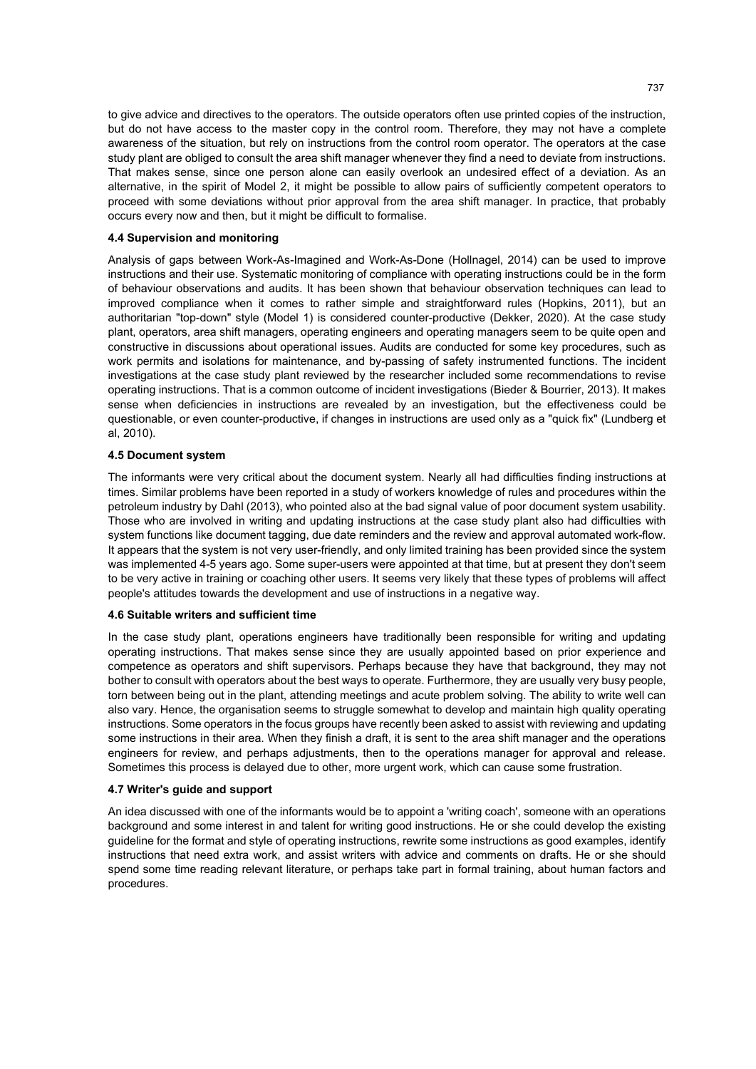to give advice and directives to the operators. The outside operators often use printed copies of the instruction, but do not have access to the master copy in the control room. Therefore, they may not have a complete awareness of the situation, but rely on instructions from the control room operator. The operators at the case study plant are obliged to consult the area shift manager whenever they find a need to deviate from instructions. That makes sense, since one person alone can easily overlook an undesired effect of a deviation. As an alternative, in the spirit of Model 2, it might be possible to allow pairs of sufficiently competent operators to proceed with some deviations without prior approval from the area shift manager. In practice, that probably occurs every now and then, but it might be difficult to formalise.

### 4.4 Supervision and monitoring

Analysis of gaps between Work-As-Imagined and Work-As-Done (Hollnagel, 2014) can be used to improve instructions and their use. Systematic monitoring of compliance with operating instructions could be in the form of behaviour observations and audits. It has been shown that behaviour observation techniques can lead to improved compliance when it comes to rather simple and straightforward rules (Hopkins, 2011), but an authoritarian "top-down" style (Model 1) is considered counter-productive (Dekker, 2020). At the case study plant, operators, area shift managers, operating engineers and operating managers seem to be quite open and constructive in discussions about operational issues. Audits are conducted for some key procedures, such as work permits and isolations for maintenance, and by-passing of safety instrumented functions. The incident investigations at the case study plant reviewed by the researcher included some recommendations to revise operating instructions. That is a common outcome of incident investigations (Bieder & Bourrier, 2013). It makes sense when deficiencies in instructions are revealed by an investigation, but the effectiveness could be questionable, or even counter-productive, if changes in instructions are used only as a "quick fix" (Lundberg et al, 2010).

### 4.5 Document system

The informants were very critical about the document system. Nearly all had difficulties finding instructions at times. Similar problems have been reported in a study of workers knowledge of rules and procedures within the petroleum industry by Dahl (2013), who pointed also at the bad signal value of poor document system usability. Those who are involved in writing and updating instructions at the case study plant also had difficulties with system functions like document tagging, due date reminders and the review and approval automated work-flow. It appears that the system is not very user-friendly, and only limited training has been provided since the system was implemented 4-5 years ago. Some super-users were appointed at that time, but at present they don't seem to be very active in training or coaching other users. It seems very likely that these types of problems will affect people's attitudes towards the development and use of instructions in a negative way.

### 4.6 Suitable writers and sufficient time

In the case study plant, operations engineers have traditionally been responsible for writing and updating operating instructions. That makes sense since they are usually appointed based on prior experience and competence as operators and shift supervisors. Perhaps because they have that background, they may not bother to consult with operators about the best ways to operate. Furthermore, they are usually very busy people, torn between being out in the plant, attending meetings and acute problem solving. The ability to write well can also vary. Hence, the organisation seems to struggle somewhat to develop and maintain high quality operating instructions. Some operators in the focus groups have recently been asked to assist with reviewing and updating some instructions in their area. When they finish a draft, it is sent to the area shift manager and the operations engineers for review, and perhaps adjustments, then to the operations manager for approval and release. Sometimes this process is delayed due to other, more urgent work, which can cause some frustration.

### 4.7 Writer's guide and support

An idea discussed with one of the informants would be to appoint a 'writing coach', someone with an operations background and some interest in and talent for writing good instructions. He or she could develop the existing guideline for the format and style of operating instructions, rewrite some instructions as good examples, identify instructions that need extra work, and assist writers with advice and comments on drafts. He or she should spend some time reading relevant literature, or perhaps take part in formal training, about human factors and procedures.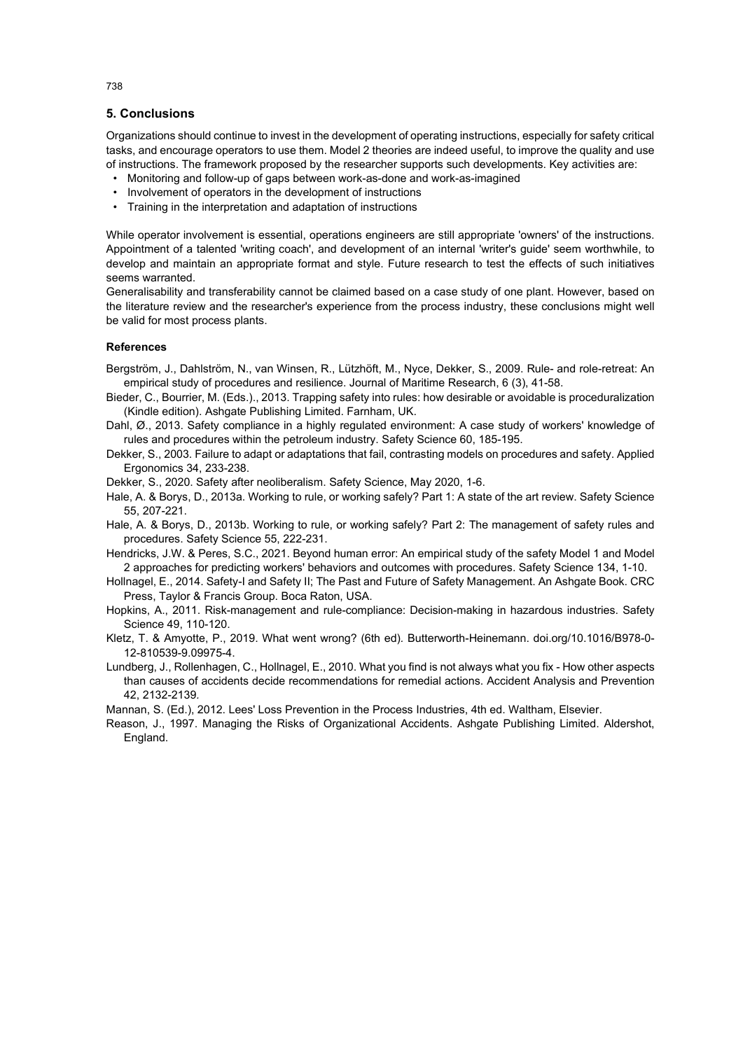## 5. Conclusions

Organizations should continue to invest in the development of operating instructions, especially for safety critical tasks, and encourage operators to use them. Model 2 theories are indeed useful, to improve the quality and use of instructions. The framework proposed by the researcher supports such developments. Key activities are:

- Monitoring and follow-up of gaps between work-as-done and work-as-imagined
- Involvement of operators in the development of instructions
- Training in the interpretation and adaptation of instructions

While operator involvement is essential, operations engineers are still appropriate 'owners' of the instructions. Appointment of a talented 'writing coach', and development of an internal 'writer's guide' seem worthwhile, to develop and maintain an appropriate format and style. Future research to test the effects of such initiatives seems warranted.

Generalisability and transferability cannot be claimed based on a case study of one plant. However, based on the literature review and the researcher's experience from the process industry, these conclusions might well be valid for most process plants.

### References

Bergström, J., Dahlström, N., van Winsen, R., Lützhöft, M., Nyce, Dekker, S., 2009. Rule- and role-retreat: An empirical study of procedures and resilience. Journal of Maritime Research, 6 (3), 41-58.

Bieder, C., Bourrier, M. (Eds.)., 2013. Trapping safety into rules: how desirable or avoidable is proceduralization (Kindle edition). Ashgate Publishing Limited. Farnham, UK.

Dahl, Ø., 2013. Safety compliance in a highly regulated environment: A case study of workers' knowledge of rules and procedures within the petroleum industry. Safety Science 60, 185-195.

Dekker, S., 2003. Failure to adapt or adaptations that fail, contrasting models on procedures and safety. Applied Ergonomics 34, 233-238.

Dekker, S., 2020. Safety after neoliberalism. Safety Science, May 2020, 1-6.

Hale, A. & Borys, D., 2013a. Working to rule, or working safely? Part 1: A state of the art review. Safety Science 55, 207-221.

Hale, A. & Borys, D., 2013b. Working to rule, or working safely? Part 2: The management of safety rules and procedures. Safety Science 55, 222-231.

Hendricks, J.W. & Peres, S.C., 2021. Beyond human error: An empirical study of the safety Model 1 and Model 2 approaches for predicting workers' behaviors and outcomes with procedures. Safety Science 134, 1-10.

Hollnagel, E., 2014. Safety-I and Safety II; The Past and Future of Safety Management. An Ashgate Book. CRC Press, Taylor & Francis Group. Boca Raton, USA.

Hopkins, A., 2011. Risk-management and rule-compliance: Decision-making in hazardous industries. Safety Science 49, 110-120.

Kletz, T. & Amyotte, P., 2019. What went wrong? (6th ed). Butterworth-Heinemann. doi.org/10.1016/B978-0-12-810539-9.09975-4.

Lundberg, J., Rollenhagen, C., Hollnagel, E., 2010. What you find is not always what you fix - How other aspects than causes of accidents decide recommendations for remedial actions. Accident Analysis and Prevention 42, 2132-2139.

Mannan, S. (Ed.), 2012. Lees' Loss Prevention in the Process Industries, 4th ed. Waltham, Elsevier.

Reason, J., 1997. Managing the Risks of Organizational Accidents. Ashgate Publishing Limited. Aldershot, England.